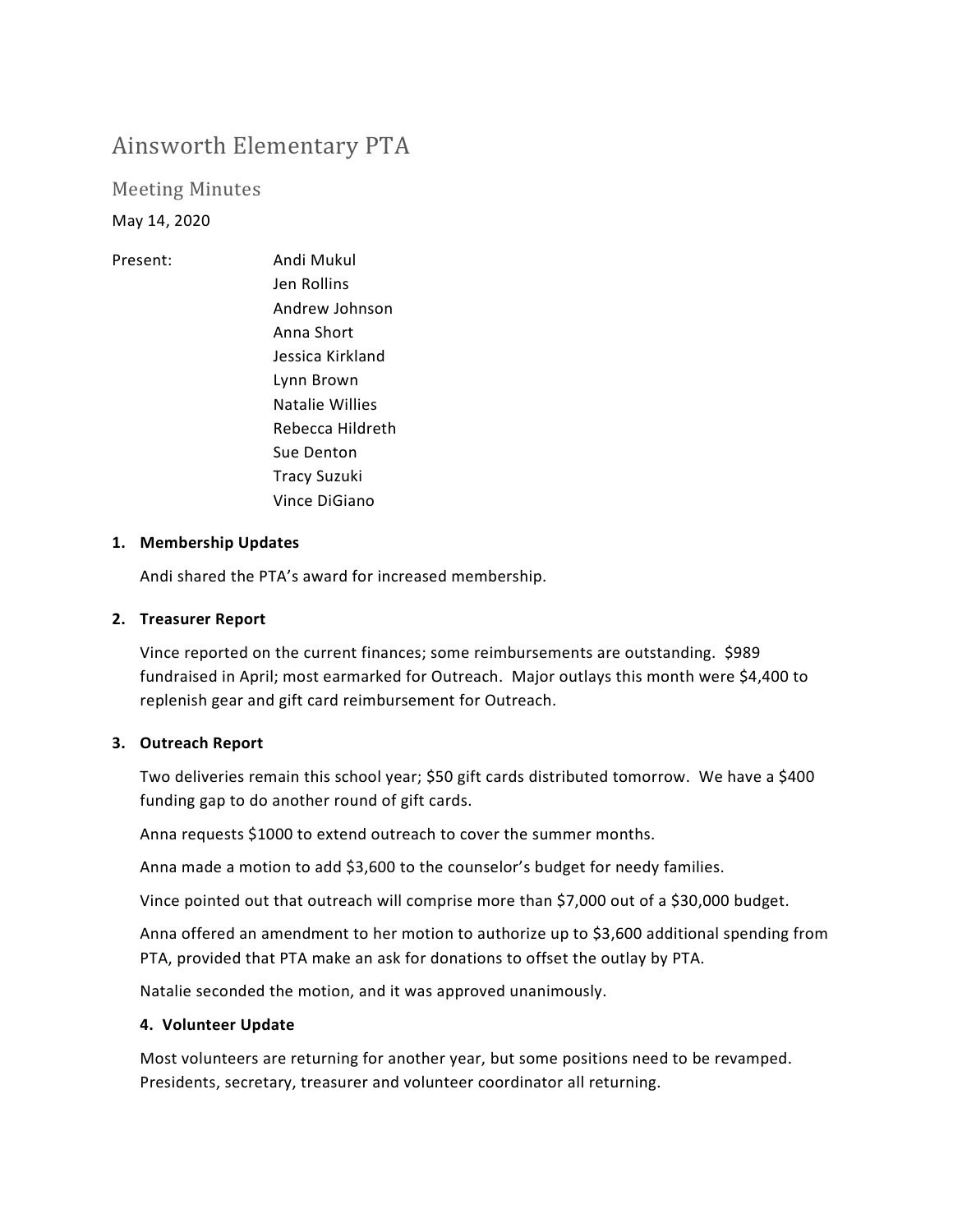# Ainsworth Elementary PTA

## Meeting Minutes

May 14, 2020

Present:
- Andi Mukul
- Jen Rollins
- Andrew Johnson
- Anna Short
- Jessica Kirkland
- Lynn Brown
- Natalie Willies
- Rebecca Hildreth
- Sue Denton
- Tracy Suzuki
- Vince DiGiano

### 1. Membership Updates

Andi shared the PTA's award for increased membership.

### 2. Treasurer Report

Vince reported on the current finances; some reimbursements are outstanding. $989 fundraised in April; most earmarked for Outreach. Major outlays this month were $4,400 to replenish gear and gift card reimbursement for Outreach.

### 3. Outreach Report

Two deliveries remain this school year; $50 gift cards distributed tomorrow. We have a $400 funding gap to do another round of gift cards.

Anna requests $1000 to extend outreach to cover the summer months.

Anna made a motion to add $3,600 to the counselor's budget for needy families.

Vince pointed out that outreach will comprise more than $7,000 out of a $30,000 budget.

Anna offered an amendment to her motion to authorize up to $3,600 additional spending from PTA, provided that PTA make an ask for donations to offset the outlay by PTA.

Natalie seconded the motion, and it was approved unanimously.

### 4. Volunteer Update

Most volunteers are returning for another year, but some positions need to be revamped. Presidents, secretary, treasurer and volunteer coordinator all returning.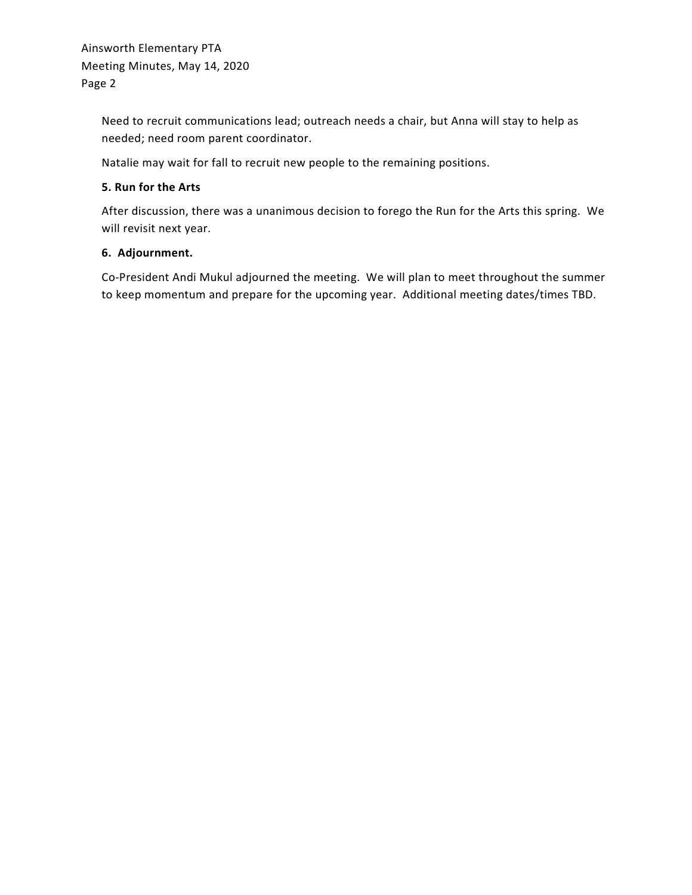Need to recruit communications lead; outreach needs a chair, but Anna will stay to help as needed; need room parent coordinator.

Natalie may wait for fall to recruit new people to the remaining positions.

**5. Run for the Arts**

After discussion, there was a unanimous decision to forego the Run for the Arts this spring. We will revisit next year.

**6. Adjournment.**

Co-President Andi Mukul adjourned the meeting. We will plan to meet throughout the summer to keep momentum and prepare for the upcoming year. Additional meeting dates/times TBD.